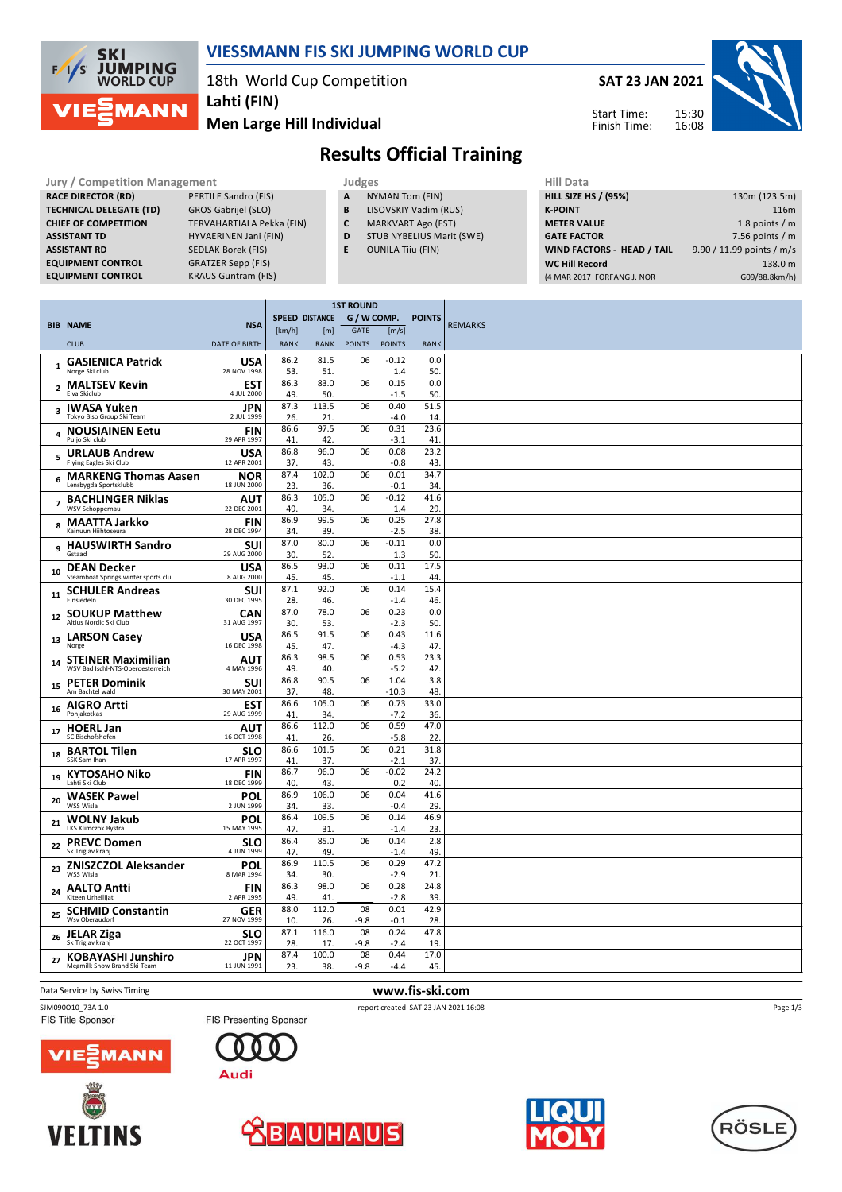# VIESSMANN FIS SKI JUMPING WORLD CUP

18th World Cup Competition
**Lahti (FIN)**
**Men Large Hill Individual**

**SAT 23 JAN 2021**

Start Time: 15:30
Finish Time: 16:08

## Results Official Training

**Jury / Competition Management**

| | |
|---|---|
| RACE DIRECTOR (RD) | PERTILE Sandro (FIS) |
| TECHNICAL DELEGATE (TD) | GROS Gabrijel (SLO) |
| CHIEF OF COMPETITION | TERVAHARTIALA Pekka (FIN) |
| ASSISTANT TD | HYVAERINEN Jani (FIN) |
| ASSISTANT RD | SEDLAK Borek (FIS) |
| EQUIPMENT CONTROL | GRATZER Sepp (FIS) |
| EQUIPMENT CONTROL | KRAUS Guntram (FIS) |

**Judges**

| | |
|---|---|
| A | NYMAN Tom (FIN) |
| B | LISOVSKIY Vadim (RUS) |
| C | MARKVART Ago (EST) |
| D | STUB NYBELIUS Marit (SWE) |
| E | OUNILA Tiiu (FIN) |

**Hill Data**

| | |
|---|---|
| HILL SIZE HS / (95%) | 130m (123.5m) |
| K-POINT | 116m |
| METER VALUE | 1.8 points / m |
| GATE FACTOR | 7.56 points / m |
| WIND FACTORS - HEAD / TAIL | 9.90 / 11.99 points / m/s |
| WC Hill Record | 138.0 m |
| (4 MAR 2017 FORFANG J. NOR | G09/88.8km/h) |

| BIB | NAME / CLUB | NSA / DATE OF BIRTH | SPEED [km/h] / RANK | DISTANCE [m] / RANK | GATE / POINTS | WIND [m/s] / POINTS | POINTS / RANK | REMARKS |
|---|---|---|---|---|---|---|---|---|
| 1 | **GASIENICA Patrick** Norge Ski club | USA 28 NOV 1998 | 86.2 / 53. | 81.5 / 51. | 06 | -0.12 / 1.4 | 0.0 / 50. | |
| 2 | **MALTSEV Kevin** Elva Skiclub | EST 4 JUL 2000 | 86.3 / 49. | 83.0 / 50. | 06 | 0.15 / -1.5 | 0.0 / 50. | |
| 3 | **IWASA Yuken** Tokyo Biso Group Ski Team | JPN 2 JUL 1999 | 87.3 / 26. | 113.5 / 21. | 06 | 0.40 / -4.0 | 51.5 / 14. | |
| 4 | **NOUSIAINEN Eetu** Puijo Ski club | FIN 29 APR 1997 | 86.6 / 41. | 97.5 / 42. | 06 | 0.31 / -3.1 | 23.6 / 41. | |
| 5 | **URLAUB Andrew** Flying Eagles Ski Club | USA 12 APR 2001 | 86.8 / 37. | 96.0 / 43. | 06 | 0.08 / -0.8 | 23.2 / 43. | |
| 6 | **MARKENG Thomas Aasen** Lensbygda Sportsklubb | NOR 18 JUN 2000 | 87.4 / 23. | 102.0 / 36. | 06 | 0.01 / -0.1 | 34.7 / 34. | |
| 7 | **BACHLINGER Niklas** WSV Schoppernau | AUT 22 DEC 2001 | 86.3 / 49. | 105.0 / 34. | 06 | -0.12 / 1.4 | 41.6 / 29. | |
| 8 | **MAATTA Jarkko** Kainuun Hiihtoseura | FIN 28 DEC 1994 | 86.9 / 34. | 99.5 / 39. | 06 | 0.25 / -2.5 | 27.8 / 38. | |
| 9 | **HAUSWIRTH Sandro** Gstaad | SUI 29 AUG 2000 | 87.0 / 30. | 80.0 / 52. | 06 | -0.11 / 1.3 | 0.0 / 50. | |
| 10 | **DEAN Decker** Steamboat Springs winter sports clu | USA 8 AUG 2000 | 86.5 / 45. | 93.0 / 45. | 06 | 0.11 / -1.1 | 17.5 / 44. | |
| 11 | **SCHULER Andreas** Einsiedeln | SUI 30 DEC 1995 | 87.1 / 28. | 92.0 / 46. | 06 | 0.14 / -1.4 | 15.4 / 46. | |
| 12 | **SOUKUP Matthew** Altius Nordic Ski Club | CAN 31 AUG 1997 | 87.0 / 30. | 78.0 / 53. | 06 | 0.23 / -2.3 | 0.0 / 50. | |
| 13 | **LARSON Casey** Norge | USA 16 DEC 1998 | 86.5 / 45. | 91.5 / 47. | 06 | 0.43 / -4.3 | 11.6 / 47. | |
| 14 | **STEINER Maximilian** WSV Bad Ischl-NTS-Oberoesterreich | AUT 4 MAY 1996 | 86.3 / 49. | 98.5 / 40. | 06 | 0.53 / -5.2 | 23.3 / 42. | |
| 15 | **PETER Dominik** Am Bachtel wald | SUI 30 MAY 2001 | 86.8 / 37. | 90.5 / 48. | 06 | 1.04 / -10.3 | 3.8 / 48. | |
| 16 | **AIGRO Artti** Pohjakotkas | EST 29 AUG 1999 | 86.6 / 41. | 105.0 / 34. | 06 | 0.73 / -7.2 | 33.0 / 36. | |
| 17 | **HOERL Jan** SC Bischofshofen | AUT 16 OCT 1998 | 86.6 / 41. | 112.0 / 26. | 06 | 0.59 / -5.8 | 47.0 / 22. | |
| 18 | **BARTOL Tilen** SSK Sam Ihan | SLO 17 APR 1997 | 86.6 / 41. | 101.5 / 37. | 06 | 0.21 / -2.1 | 31.8 / 37. | |
| 19 | **KYTOSAHO Niko** Lahti Ski Club | FIN 18 DEC 1999 | 86.7 / 40. | 96.0 / 43. | 06 | -0.02 / 0.2 | 24.2 / 40. | |
| 20 | **WASEK Pawel** WSS Wisla | POL 2 JUN 1999 | 86.9 / 34. | 106.0 / 33. | 06 | 0.04 / -0.4 | 41.6 / 29. | |
| 21 | **WOLNY Jakub** LKS Klimczok Bystra | POL 15 MAY 1995 | 86.4 / 47. | 109.5 / 31. | 06 | 0.14 / -1.4 | 46.9 / 23. | |
| 22 | **PREVC Domen** Sk Triglav kranj | SLO 4 JUN 1999 | 86.4 / 47. | 85.0 / 49. | 06 | 0.14 / -1.4 | 2.8 / 49. | |
| 23 | **ZNISZCZOL Aleksander** WSS Wisla | POL 8 MAR 1994 | 86.9 / 34. | 110.5 / 30. | 06 | 0.29 / -2.9 | 47.2 / 21. | |
| 24 | **AALTO Antti** Kiteen Urheilijat | FIN 2 APR 1995 | 86.3 / 49. | 98.0 / 41. | 06 | 0.28 / -2.8 | 24.8 / 39. | |
| 25 | **SCHMID Constantin** Wsv Oberaudorf | GER 27 NOV 1999 | 88.0 / 10. | 112.0 / 26. | 08 / -9.8 | 0.01 / -0.1 | 42.9 / 28. | |
| 26 | **JELAR Ziga** Sk Triglav kranj | SLO 22 OCT 1997 | 87.1 / 28. | 116.0 / 17. | 08 / -9.8 | 0.24 / -2.4 | 47.8 / 19. | |
| 27 | **KOBAYASHI Junshiro** Megmilk Snow Brand Ski Team | JPN 11 JUN 1991 | 87.4 / 23. | 100.0 / 38. | 08 / -9.8 | 0.44 / -4.4 | 17.0 / 45. | |

Data Service by Swiss Timing

www.fis-ski.com

SJM090O10_73A 1.0 report created SAT 23 JAN 2021 16:08

FIS Title Sponsor
FIS Presenting Sponsor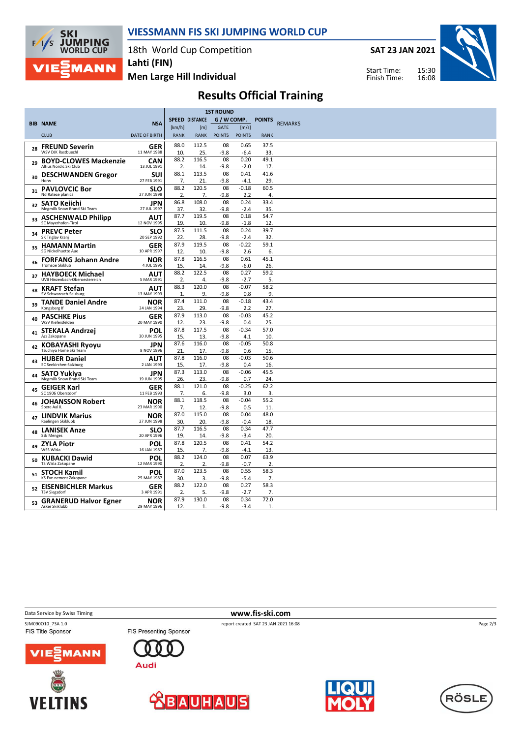# VIESSMANN FIS SKI JUMPING WORLD CUP

18th World Cup Competition
**Lahti (FIN)**
**Men Large Hill Individual**

**SAT 23 JAN 2021**

Start Time: 15:30
Finish Time: 16:08

## Results Official Training

| BIB | NAME / CLUB | NSA / DATE OF BIRTH | SPEED [km/h] / RANK | DISTANCE [m] / RANK | GATE / GATE POINTS | W COMP. [m/s] / POINTS | POINTS / RANK | REMARKS |
|---|---|---|---|---|---|---|---|---|
| 28 | **FREUND Severin** WSV DJK Rastbuechl | GER 11 MAY 1988 | 88.0 / 10. | 112.5 / 25. | 08 / -9.8 | 0.65 / -6.4 | 37.5 / 33. | |
| 29 | **BOYD-CLOWES Mackenzie** Altius Nordic Ski Club | CAN 13 JUL 1991 | 88.2 / 2. | 116.5 / 14. | 08 / -9.8 | 0.20 / -2.0 | 49.1 / 17. | |
| 30 | **DESCHWANDEN Gregor** Horw | SUI 27 FEB 1991 | 88.1 / 7. | 113.5 / 21. | 08 / -9.8 | 0.41 / -4.1 | 41.6 / 29. | |
| 31 | **PAVLOVCIC Bor** Nd Ratece planica | SLO 27 JUN 1998 | 88.2 / 2. | 120.5 / 7. | 08 / -9.8 | -0.18 / 2.2 | 60.5 / 4. | |
| 32 | **SATO Keiichi** Megmilk Snow Brand Ski Team | JPN 27 JUL 1997 | 86.8 / 37. | 108.0 / 32. | 08 / -9.8 | 0.24 / -2.4 | 33.4 / 35. | |
| 33 | **ASCHENWALD Philipp** SC Mayerhofen-Tirol | AUT 12 NOV 1995 | 87.7 / 19. | 119.5 / 10. | 08 / -9.8 | 0.18 / -1.8 | 54.7 / 12. | |
| 34 | **PREVC Peter** SK Triglav Kranj | SLO 20 SEP 1992 | 87.5 / 22. | 111.5 / 28. | 08 / -9.8 | 0.24 / -2.4 | 39.7 / 32. | |
| 35 | **HAMANN Martin** SG Nickelhuette Aue | GER 10 APR 1997 | 87.9 / 12. | 119.5 / 10. | 08 / -9.8 | -0.22 / 2.6 | 59.1 / 6. | |
| 36 | **FORFANG Johann Andre** Tromsoe Skiklub | NOR 4 JUL 1995 | 87.8 / 15. | 116.5 / 14. | 08 / -9.8 | 0.61 / -6.0 | 45.1 / 26. | |
| 37 | **HAYBOECK Michael** UVB Hinzenbach-Oberoesterreich | AUT 5 MAR 1991 | 88.2 / 2. | 122.5 / 4. | 08 / -9.8 | 0.27 / -2.7 | 59.2 / 5. | |
| 38 | **KRAFT Stefan** SV Schwarzach-Salzburg | AUT 13 MAY 1993 | 88.3 / 1. | 120.0 / 9. | 08 / -9.8 | -0.07 / 0.8 | 58.2 / 9. | |
| 39 | **TANDE Daniel Andre** Kongsberg If | NOR 24 JAN 1994 | 87.4 / 23. | 111.0 / 29. | 08 / -9.8 | -0.18 / 2.2 | 43.4 / 27. | |
| 40 | **PASCHKE Pius** WSV Kiefersfelden | GER 20 MAY 1990 | 87.9 / 12. | 113.0 / 23. | 08 / -9.8 | -0.03 / 0.4 | 45.2 / 25. | |
| 41 | **STEKALA Andrzej** Azs Zakopane | POL 30 JUN 1995 | 87.8 / 15. | 117.5 / 13. | 08 / -9.8 | -0.34 / 4.1 | 57.0 / 10. | |
| 42 | **KOBAYASHI Ryoyu** Tsuchiya Home Ski Team | JPN 8 NOV 1996 | 87.6 / 21. | 116.0 / 17. | 08 / -9.8 | -0.05 / 0.6 | 50.8 / 15. | |
| 43 | **HUBER Daniel** SC Seekirchen-Salzburg | AUT 2 JAN 1993 | 87.8 / 15. | 116.0 / 17. | 08 / -9.8 | -0.03 / 0.4 | 50.6 / 16. | |
| 44 | **SATO Yukiya** Megmilk Snow Brand Ski Team | JPN 19 JUN 1995 | 87.3 / 26. | 113.0 / 23. | 08 / -9.8 | -0.06 / 0.7 | 45.5 / 24. | |
| 45 | **GEIGER Karl** SC 1906 Oberstdorf | GER 11 FEB 1993 | 88.1 / 7. | 121.0 / 6. | 08 / -9.8 | -0.25 / 3.0 | 62.2 / 3. | |
| 46 | **JOHANSSON Robert** Soere Aal IL | NOR 23 MAR 1990 | 88.1 / 7. | 118.5 / 12. | 08 / -9.8 | -0.04 / 0.5 | 55.2 / 11. | |
| 47 | **LINDVIK Marius** Raelingen Skiklubb | NOR 27 JUN 1998 | 87.0 / 30. | 115.0 / 20. | 08 / -9.8 | 0.04 / -0.4 | 48.0 / 18. | |
| 48 | **LANISEK Anze** Ssk Menges | SLO 20 APR 1996 | 87.7 / 19. | 116.5 / 14. | 08 / -9.8 | 0.34 / -3.4 | 47.7 / 20. | |
| 49 | **ZYLA Piotr** WSS Wisla | POL 16 JAN 1987 | 87.8 / 15. | 120.5 / 7. | 08 / -9.8 | 0.41 / -4.1 | 54.2 / 13. | |
| 50 | **KUBACKI Dawid** TS Wisla Zakopane | POL 12 MAR 1990 | 88.2 / 2. | 124.0 / 2. | 08 / -9.8 | 0.07 / -0.7 | 63.9 / 2. | |
| 51 | **STOCH Kamil** KS Eve-nement Zakopane | POL 25 MAY 1987 | 87.0 / 30. | 123.5 / 3. | 08 / -9.8 | 0.55 / -5.4 | 58.3 / 7. | |
| 52 | **EISENBICHLER Markus** TSV Siegsdorf | GER 3 APR 1991 | 88.2 / 2. | 122.0 / 5. | 08 / -9.8 | 0.27 / -2.7 | 58.3 / 7. | |
| 53 | **GRANERUD Halvor Egner** Asker Skiklubb | NOR 29 MAY 1996 | 87.9 / 12. | 130.0 / 1. | 08 / -9.8 | 0.34 / -3.4 | 72.0 / 1. | |

Data Service by Swiss Timing — www.fis-ski.com

SJM090O10_73A 1.0 — report created SAT 23 JAN 2021 16:08

FIS Title Sponsor — FIS Presenting Sponsor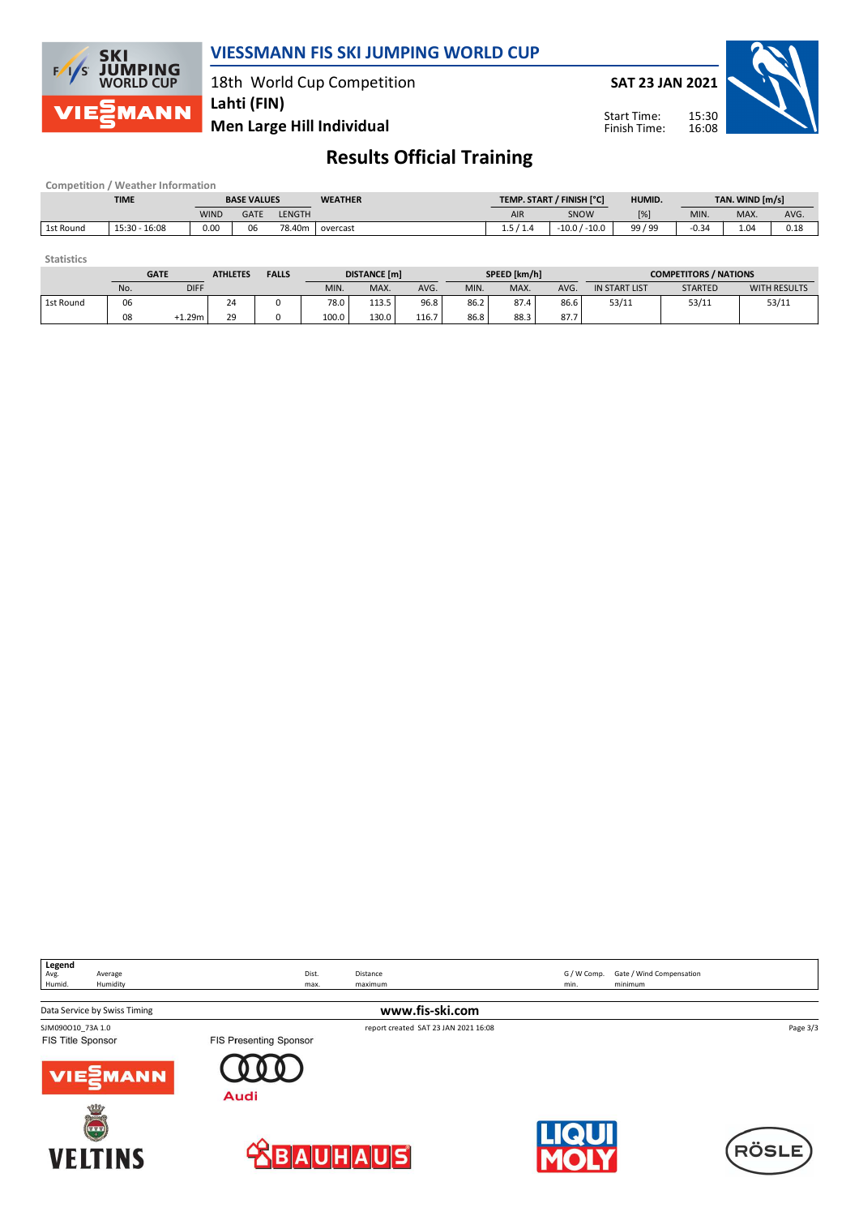# VIESSMANN FIS SKI JUMPING WORLD CUP

18th World Cup Competition
**Lahti (FIN)**
**Men Large Hill Individual**

**SAT 23 JAN 2021**

Start Time: 15:30
Finish Time: 16:08

## Results Official Training

Competition / Weather Information

| TIME | | BASE VALUES | | | WEATHER | TEMP. START / FINISH [°C] | | HUMID. | TAN. WIND [m/s] | | |
|---|---|---|---|---|---|---|---|---|---|---|---|
| | | WIND | GATE | LENGTH | | AIR | SNOW | [%] | MIN. | MAX. | AVG. |
| 1st Round | 15:30 - 16:08 | 0.00 | 06 | 78.40m | overcast | 1.5 / 1.4 | -10.0 / -10.0 | 99 / 99 | -0.34 | 1.04 | 0.18 |

Statistics

| | GATE | | ATHLETES | FALLS | DISTANCE [m] | | | SPEED [km/h] | | | COMPETITORS / NATIONS | | |
|---|---|---|---|---|---|---|---|---|---|---|---|---|---|
| | No. | DIFF | | | MIN. | MAX. | AVG. | MIN. | MAX. | AVG. | IN START LIST | STARTED | WITH RESULTS |
| 1st Round | 06 | | 24 | 0 | 78.0 | 113.5 | 96.8 | 86.2 | 87.4 | 86.6 | 53/11 | 53/11 | 53/11 |
| | 08 | +1.29m | 29 | 0 | 100.0 | 130.0 | 116.7 | 86.8 | 88.3 | 87.7 | | | |

**Legend**

| | | | | | |
|---|---|---|---|---|---|
| Avg. | Average | Dist. | Distance | G / W Comp. | Gate / Wind Compensation |
| Humid. | Humidity | max. | maximum | min. | minimum |

Data Service by Swiss Timing

www.fis-ski.com

SJM090O10_73A 1.0

report created SAT 23 JAN 2021 16:08

FIS Title Sponsor

FIS Presenting Sponsor